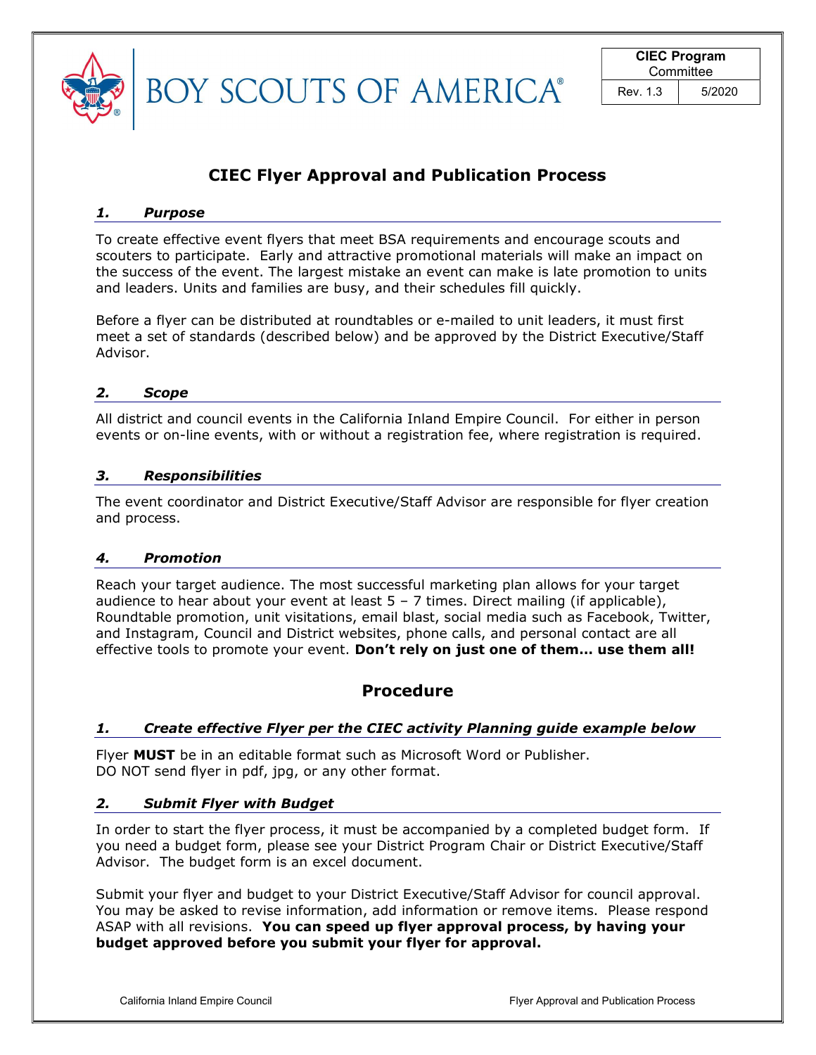BOY SCOUTS OF AMERICA®

| CIEC Program Committee | |
|---|---|
| Rev. 1.3 | 5/2020 |

# CIEC Flyer Approval and Publication Process

### *1. Purpose*

To create effective event flyers that meet BSA requirements and encourage scouts and scouters to participate. Early and attractive promotional materials will make an impact on the success of the event. The largest mistake an event can make is late promotion to units and leaders. Units and families are busy, and their schedules fill quickly.

Before a flyer can be distributed at roundtables or e-mailed to unit leaders, it must first meet a set of standards (described below) and be approved by the District Executive/Staff Advisor.

### *2. Scope*

All district and council events in the California Inland Empire Council. For either in person events or on-line events, with or without a registration fee, where registration is required.

### *3. Responsibilities*

The event coordinator and District Executive/Staff Advisor are responsible for flyer creation and process.

### *4. Promotion*

Reach your target audience. The most successful marketing plan allows for your target audience to hear about your event at least 5 – 7 times. Direct mailing (if applicable), Roundtable promotion, unit visitations, email blast, social media such as Facebook, Twitter, and Instagram, Council and District websites, phone calls, and personal contact are all effective tools to promote your event. **Don't rely on just one of them… use them all!**

## Procedure

### *1. Create effective Flyer per the CIEC activity Planning guide example below*

Flyer **MUST** be in an editable format such as Microsoft Word or Publisher.
DO NOT send flyer in pdf, jpg, or any other format.

### *2. Submit Flyer with Budget*

In order to start the flyer process, it must be accompanied by a completed budget form. If you need a budget form, please see your District Program Chair or District Executive/Staff Advisor. The budget form is an excel document.

Submit your flyer and budget to your District Executive/Staff Advisor for council approval. You may be asked to revise information, add information or remove items. Please respond ASAP with all revisions. **You can speed up flyer approval process, by having your budget approved before you submit your flyer for approval.**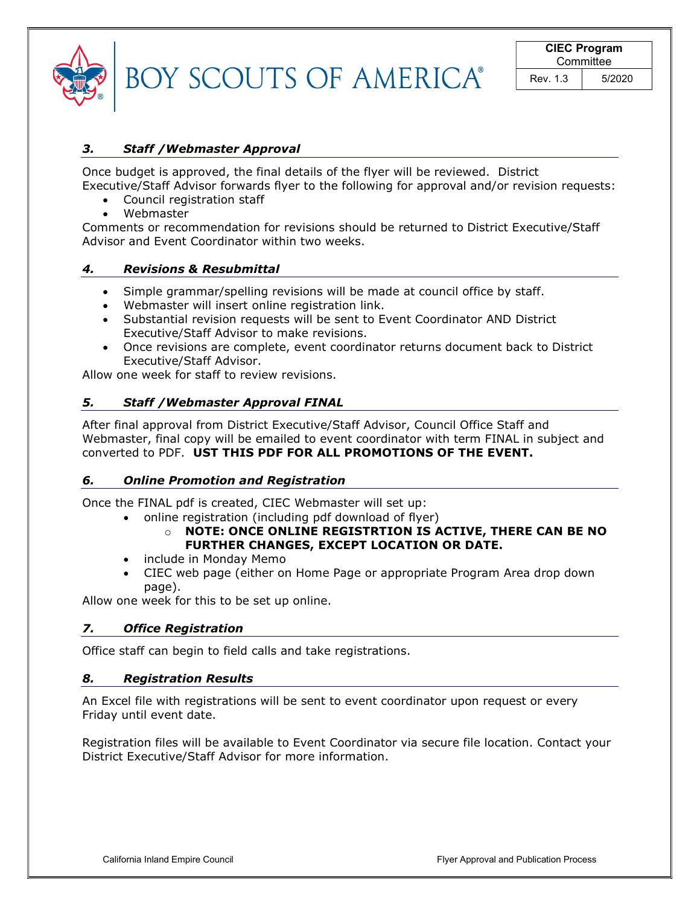### *3. Staff /Webmaster Approval*

Once budget is approved, the final details of the flyer will be reviewed. District Executive/Staff Advisor forwards flyer to the following for approval and/or revision requests:

- Council registration staff
- Webmaster

Comments or recommendation for revisions should be returned to District Executive/Staff Advisor and Event Coordinator within two weeks.

### *4. Revisions & Resubmittal*

- Simple grammar/spelling revisions will be made at council office by staff.
- Webmaster will insert online registration link.
- Substantial revision requests will be sent to Event Coordinator AND District Executive/Staff Advisor to make revisions.
- Once revisions are complete, event coordinator returns document back to District Executive/Staff Advisor.

Allow one week for staff to review revisions.

### *5. Staff /Webmaster Approval FINAL*

After final approval from District Executive/Staff Advisor, Council Office Staff and Webmaster, final copy will be emailed to event coordinator with term FINAL in subject and converted to PDF. **UST THIS PDF FOR ALL PROMOTIONS OF THE EVENT.**

### *6. Online Promotion and Registration*

Once the FINAL pdf is created, CIEC Webmaster will set up:

- online registration (including pdf download of flyer)
  - **NOTE: ONCE ONLINE REGISTRTION IS ACTIVE, THERE CAN BE NO FURTHER CHANGES, EXCEPT LOCATION OR DATE.**
- include in Monday Memo
- CIEC web page (either on Home Page or appropriate Program Area drop down page).

Allow one week for this to be set up online.

### *7. Office Registration*

Office staff can begin to field calls and take registrations.

### *8. Registration Results*

An Excel file with registrations will be sent to event coordinator upon request or every Friday until event date.

Registration files will be available to Event Coordinator via secure file location. Contact your District Executive/Staff Advisor for more information.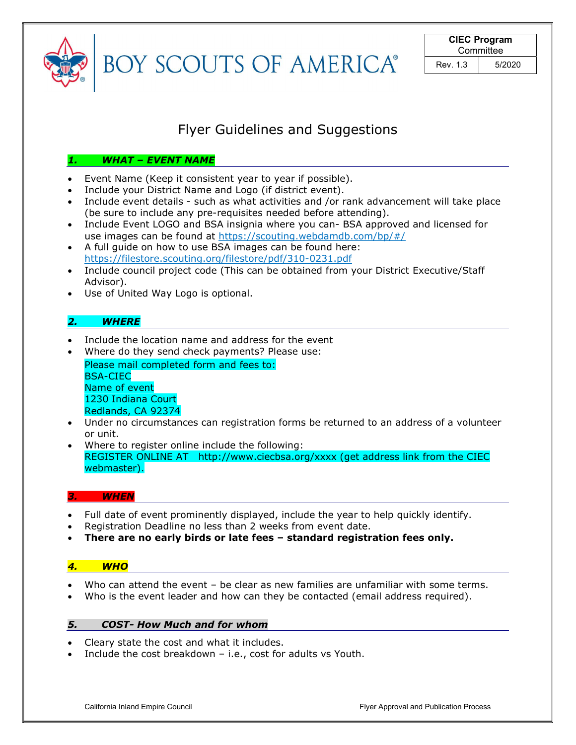# Flyer Guidelines and Suggestions

### *1. WHAT – EVENT NAME*

- Event Name (Keep it consistent year to year if possible).
- Include your District Name and Logo (if district event).
- Include event details - such as what activities and /or rank advancement will take place (be sure to include any pre-requisites needed before attending).
- Include Event LOGO and BSA insignia where you can- BSA approved and licensed for use images can be found at https://scouting.webdamdb.com/bp/#/
- A full guide on how to use BSA images can be found here: https://filestore.scouting.org/filestore/pdf/310-0231.pdf
- Include council project code (This can be obtained from your District Executive/Staff Advisor).
- Use of United Way Logo is optional.

### *2. WHERE*

- Include the location name and address for the event
- Where do they send check payments? Please use:
  Please mail completed form and fees to:
  BSA-CIEC
  Name of event
  1230 Indiana Court
  Redlands, CA 92374
- Under no circumstances can registration forms be returned to an address of a volunteer or unit.
- Where to register online include the following:
  REGISTER ONLINE AT http://www.ciecbsa.org/xxxx (get address link from the CIEC webmaster).

### *3. WHEN*

- Full date of event prominently displayed, include the year to help quickly identify.
- Registration Deadline no less than 2 weeks from event date.
- **There are no early birds or late fees – standard registration fees only.**

### *4. WHO*

- Who can attend the event – be clear as new families are unfamiliar with some terms.
- Who is the event leader and how can they be contacted (email address required).

### *5. COST- How Much and for whom*

- Cleary state the cost and what it includes.
- Include the cost breakdown – i.e., cost for adults vs Youth.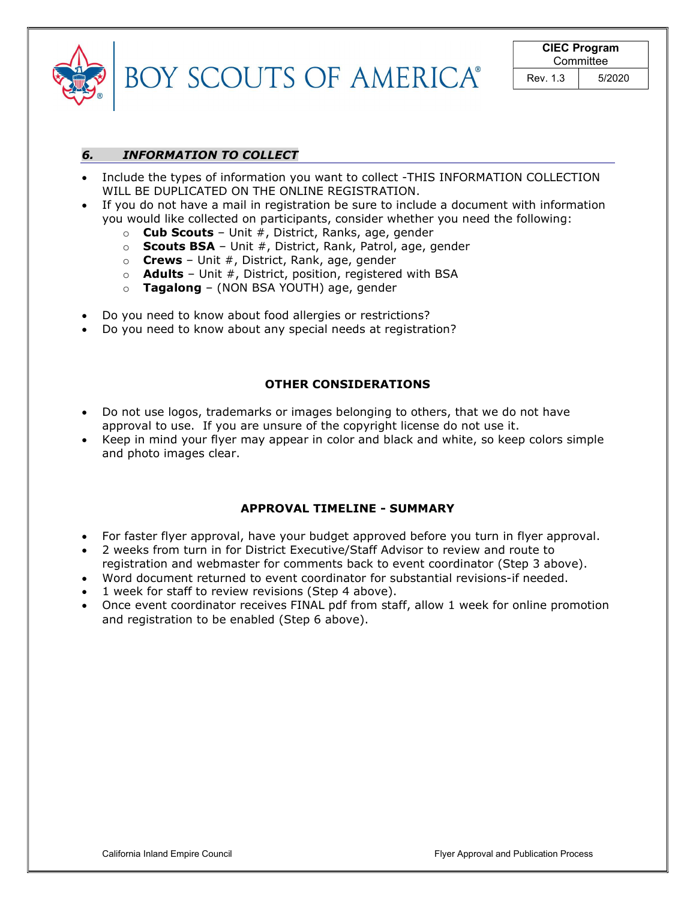## *6. INFORMATION TO COLLECT*

- Include the types of information you want to collect -THIS INFORMATION COLLECTION WILL BE DUPLICATED ON THE ONLINE REGISTRATION.
- If you do not have a mail in registration be sure to include a document with information you would like collected on participants, consider whether you need the following:
  - **Cub Scouts** – Unit #, District, Ranks, age, gender
  - **Scouts BSA** – Unit #, District, Rank, Patrol, age, gender
  - **Crews** – Unit #, District, Rank, age, gender
  - **Adults** – Unit #, District, position, registered with BSA
  - **Tagalong** – (NON BSA YOUTH) age, gender

- Do you need to know about food allergies or restrictions?
- Do you need to know about any special needs at registration?

### OTHER CONSIDERATIONS

- Do not use logos, trademarks or images belonging to others, that we do not have approval to use. If you are unsure of the copyright license do not use it.
- Keep in mind your flyer may appear in color and black and white, so keep colors simple and photo images clear.

### APPROVAL TIMELINE - SUMMARY

- For faster flyer approval, have your budget approved before you turn in flyer approval.
- 2 weeks from turn in for District Executive/Staff Advisor to review and route to registration and webmaster for comments back to event coordinator (Step 3 above).
- Word document returned to event coordinator for substantial revisions-if needed.
- 1 week for staff to review revisions (Step 4 above).
- Once event coordinator receives FINAL pdf from staff, allow 1 week for online promotion and registration to be enabled (Step 6 above).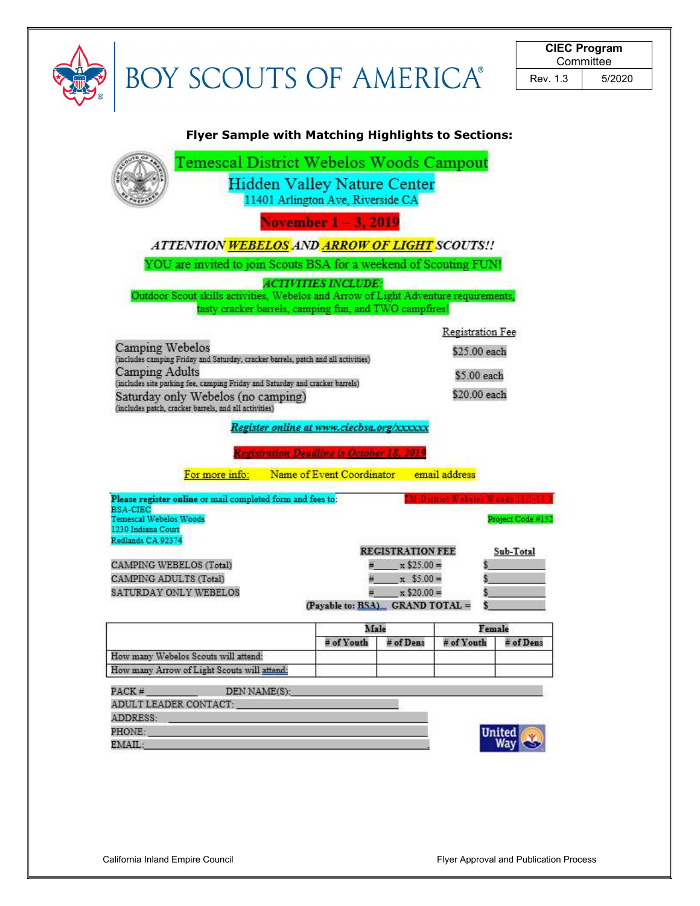**Flyer Sample with Matching Highlights to Sections:**

# Temescal District Webelos Woods Campout

## Hidden Valley Nature Center

11401 Arlington Ave, Riverside CA

## November 1 – 3, 2019

***ATTENTION WEBELOS AND ARROW OF LIGHT SCOUTS!!***

YOU are invited to join Scouts BSA for a weekend of Scouting FUN!

***ACTIVITIES INCLUDE:***

Outdoor Scout skills activities, Webelos and Arrow of Light Adventure requirements, tasty cracker barrels, camping fun, and TWO campfires!

| | Registration Fee |
|---|---|
| Camping Webelos (includes camping Friday and Saturday, cracker barrels, patch and all activities) | $25.00 each |
| Camping Adults (includes site parking fee, camping Friday and Saturday and cracker barrels) | $5.00 each |
| Saturday only Webelos (no camping) (includes patch, cracker barrels, and all activities) | $20.00 each |

***Register online at www.ciecbsa.org/xxxxxx***

***Registration Deadline is October 18, 2019***

For more info: Name of Event Coordinator email address

---

**Please register online** or mail completed form and fees to:
BSA-CIEC
Temescal Webelos Woods
1230 Indiana Court
Redlands CA 92374

TM District Webelos Woods 11-1-19
Project Code #152

| | REGISTRATION FEE | Sub-Total |
|---|---|---|
| CAMPING WEBELOS (Total) | #_____ x $25.00 = | $__________ |
| CAMPING ADULTS (Total) | #_____ x $5.00 = | $__________ |
| SATURDAY ONLY WEBELOS | #_____ x $20.00 = | $__________ |
| | (Payable to: BSA) GRAND TOTAL = | $__________ |

| | Male | | Female | |
|---|---|---|---|---|
| | # of Youth | # of Dens | # of Youth | # of Dens |
| How many Webelos Scouts will attend: | | | | |
| How many Arrow of Light Scouts will attend: | | | | |

PACK # __________ DEN NAME(S): ______________________________

ADULT LEADER CONTACT: ______________________________

ADDRESS: ______________________________

PHONE: ______________________________

EMAIL: ______________________________

United Way